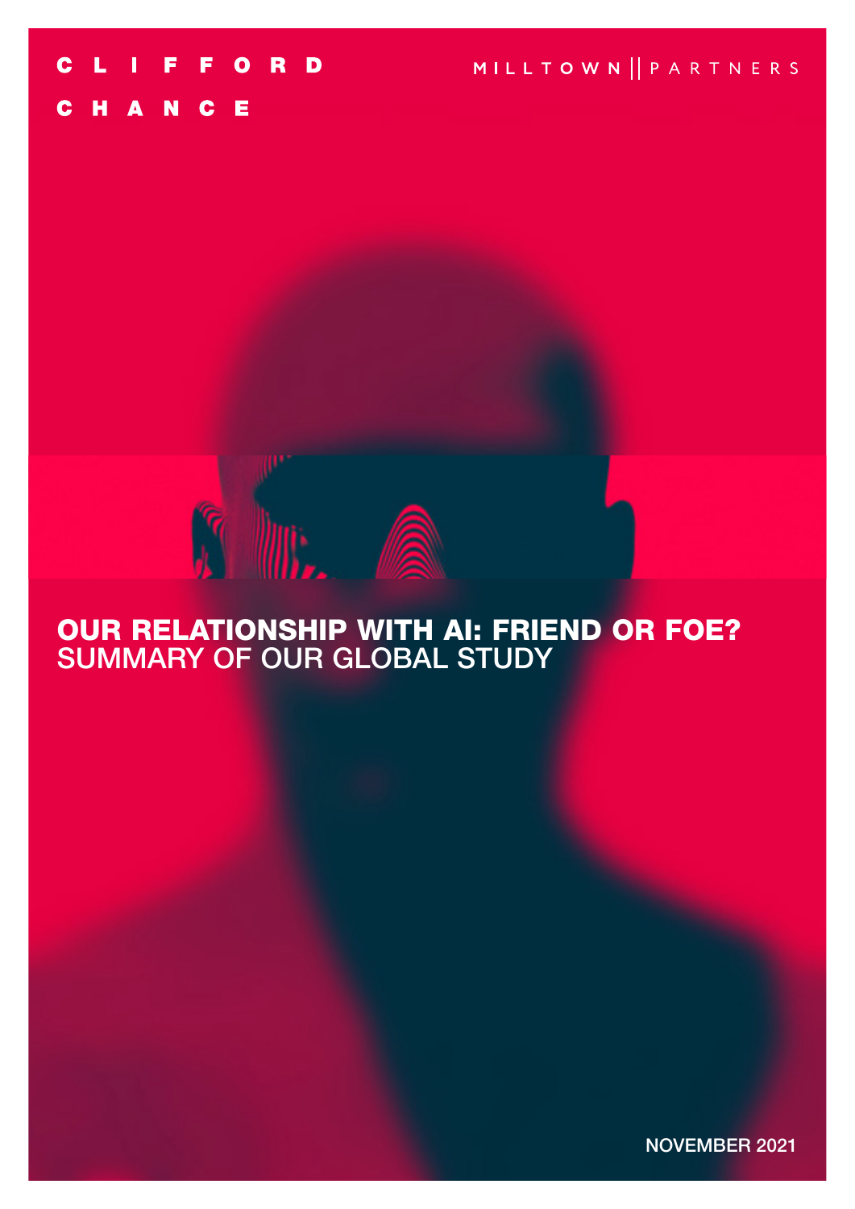CLIFFORD CHANCE

MILLTOWN PARTNERS

# OUR RELATIONSHIP WITH AI: FRIEND OR FOE?

SUMMARY OF OUR GLOBAL STUDY

NOVEMBER 2021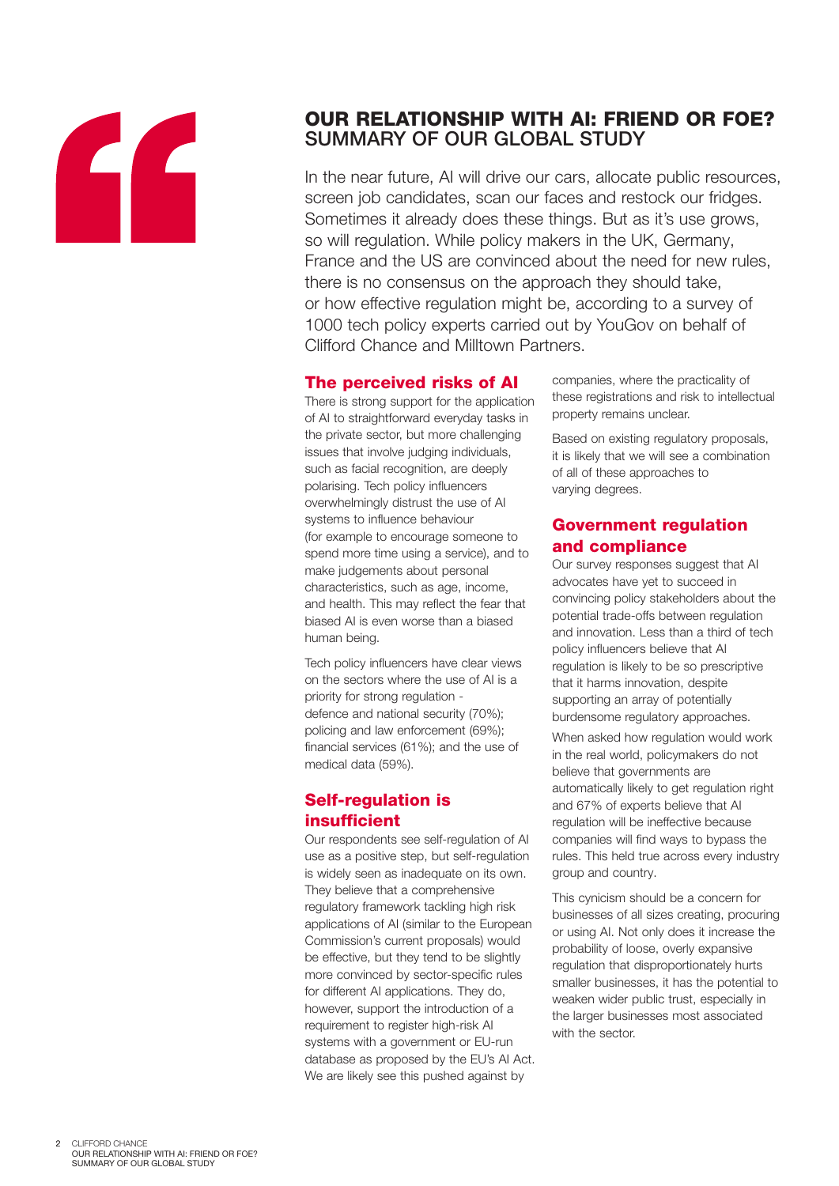# OUR RELATIONSHIP WITH AI: FRIEND OR FOE?
## SUMMARY OF OUR GLOBAL STUDY

In the near future, AI will drive our cars, allocate public resources, screen job candidates, scan our faces and restock our fridges. Sometimes it already does these things. But as it's use grows, so will regulation. While policy makers in the UK, Germany, France and the US are convinced about the need for new rules, there is no consensus on the approach they should take, or how effective regulation might be, according to a survey of 1000 tech policy experts carried out by YouGov on behalf of Clifford Chance and Milltown Partners.

### The perceived risks of AI

There is strong support for the application of AI to straightforward everyday tasks in the private sector, but more challenging issues that involve judging individuals, such as facial recognition, are deeply polarising. Tech policy influencers overwhelmingly distrust the use of AI systems to influence behaviour (for example to encourage someone to spend more time using a service), and to make judgements about personal characteristics, such as age, income, and health. This may reflect the fear that biased AI is even worse than a biased human being.

Tech policy influencers have clear views on the sectors where the use of AI is a priority for strong regulation - defence and national security (70%); policing and law enforcement (69%); financial services (61%); and the use of medical data (59%).

### Self-regulation is insufficient

Our respondents see self-regulation of AI use as a positive step, but self-regulation is widely seen as inadequate on its own. They believe that a comprehensive regulatory framework tackling high risk applications of AI (similar to the European Commission's current proposals) would be effective, but they tend to be slightly more convinced by sector-specific rules for different AI applications. They do, however, support the introduction of a requirement to register high-risk AI systems with a government or EU-run database as proposed by the EU's AI Act. We are likely see this pushed against by companies, where the practicality of these registrations and risk to intellectual property remains unclear.

Based on existing regulatory proposals, it is likely that we will see a combination of all of these approaches to varying degrees.

### Government regulation and compliance

Our survey responses suggest that AI advocates have yet to succeed in convincing policy stakeholders about the potential trade-offs between regulation and innovation. Less than a third of tech policy influencers believe that AI regulation is likely to be so prescriptive that it harms innovation, despite supporting an array of potentially burdensome regulatory approaches.

When asked how regulation would work in the real world, policymakers do not believe that governments are automatically likely to get regulation right and 67% of experts believe that AI regulation will be ineffective because companies will find ways to bypass the rules. This held true across every industry group and country.

This cynicism should be a concern for businesses of all sizes creating, procuring or using AI. Not only does it increase the probability of loose, overly expansive regulation that disproportionately hurts smaller businesses, it has the potential to weaken wider public trust, especially in the larger businesses most associated with the sector.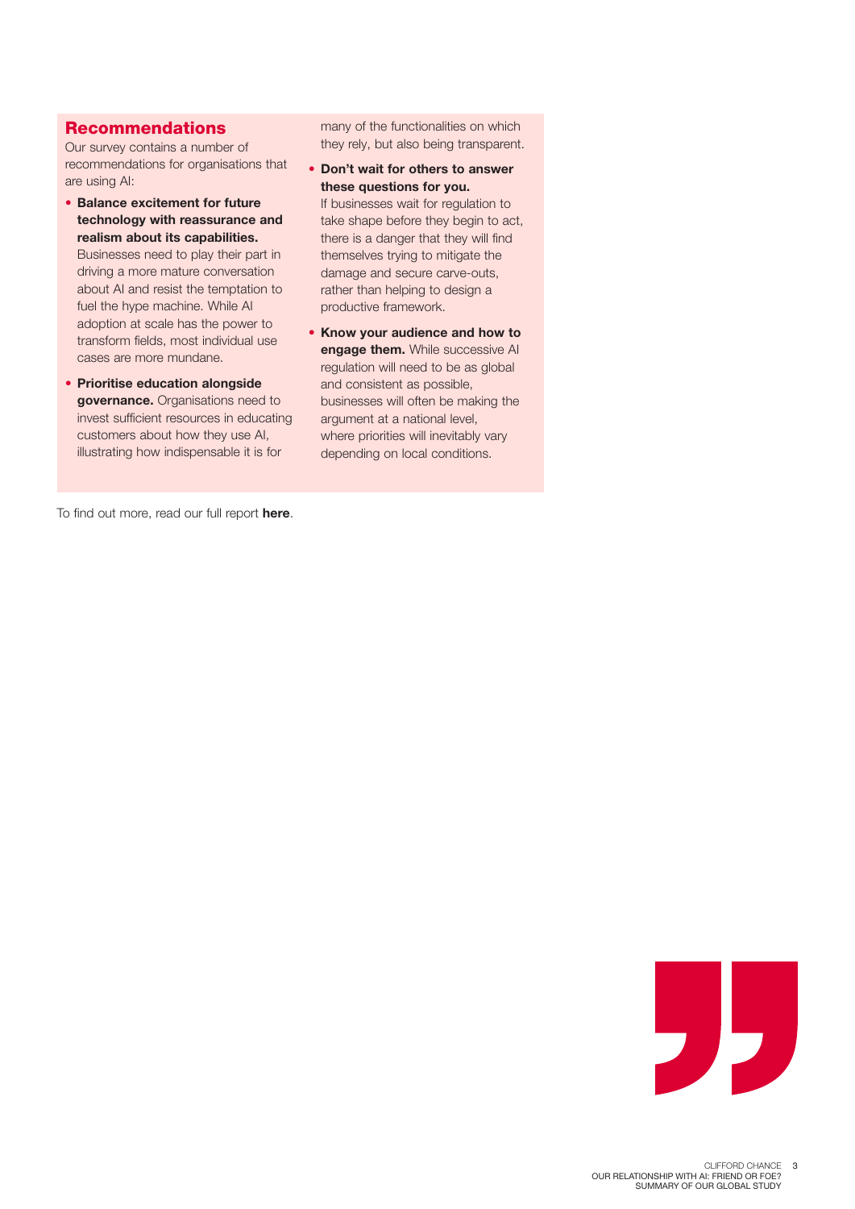## Recommendations

Our survey contains a number of recommendations for organisations that are using AI:

- **Balance excitement for future technology with reassurance and realism about its capabilities.** Businesses need to play their part in driving a more mature conversation about AI and resist the temptation to fuel the hype machine. While AI adoption at scale has the power to transform fields, most individual use cases are more mundane.
- **Prioritise education alongside governance.** Organisations need to invest sufficient resources in educating customers about how they use AI, illustrating how indispensable it is for many of the functionalities on which they rely, but also being transparent.
- **Don't wait for others to answer these questions for you.** If businesses wait for regulation to take shape before they begin to act, there is a danger that they will find themselves trying to mitigate the damage and secure carve-outs, rather than helping to design a productive framework.
- **Know your audience and how to engage them.** While successive AI regulation will need to be as global and consistent as possible, businesses will often be making the argument at a national level, where priorities will inevitably vary depending on local conditions.

To find out more, read our full report **here**.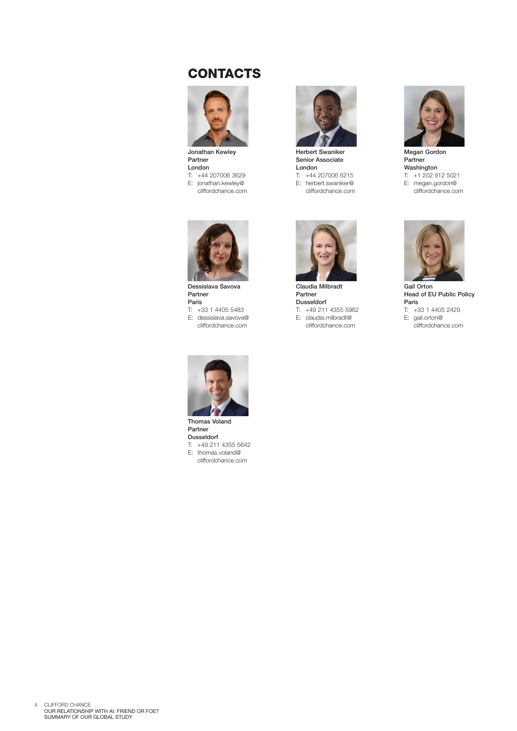## CONTACTS

Jonathan Kewley
Partner
London
T: +44 207006 3629
E: jonathan.kewley@cliffordchance.com

Herbert Swaniker
Senior Associate
London
T: +44 207006 6215
E: herbert.swaniker@cliffordchance.com

Megan Gordon
Partner
Washington
T: +1 202 912 5021
E: megan.gordon@cliffordchance.com

Dessislava Savova
Partner
Paris
T: +33 1 4405 5483
E: dessislava.savova@cliffordchance.com

Claudia Milbradt
Partner
Dusseldorf
T: +49 211 4355 5962
E: claudia.milbradt@cliffordchance.com

Gail Orton
Head of EU Public Policy
Paris
T: +33 1 4405 2429
E: gail.orton@cliffordchance.com

Thomas Voland
Partner
Dusseldorf
T: +49 211 4355 5642
E: thomas.voland@cliffordchance.com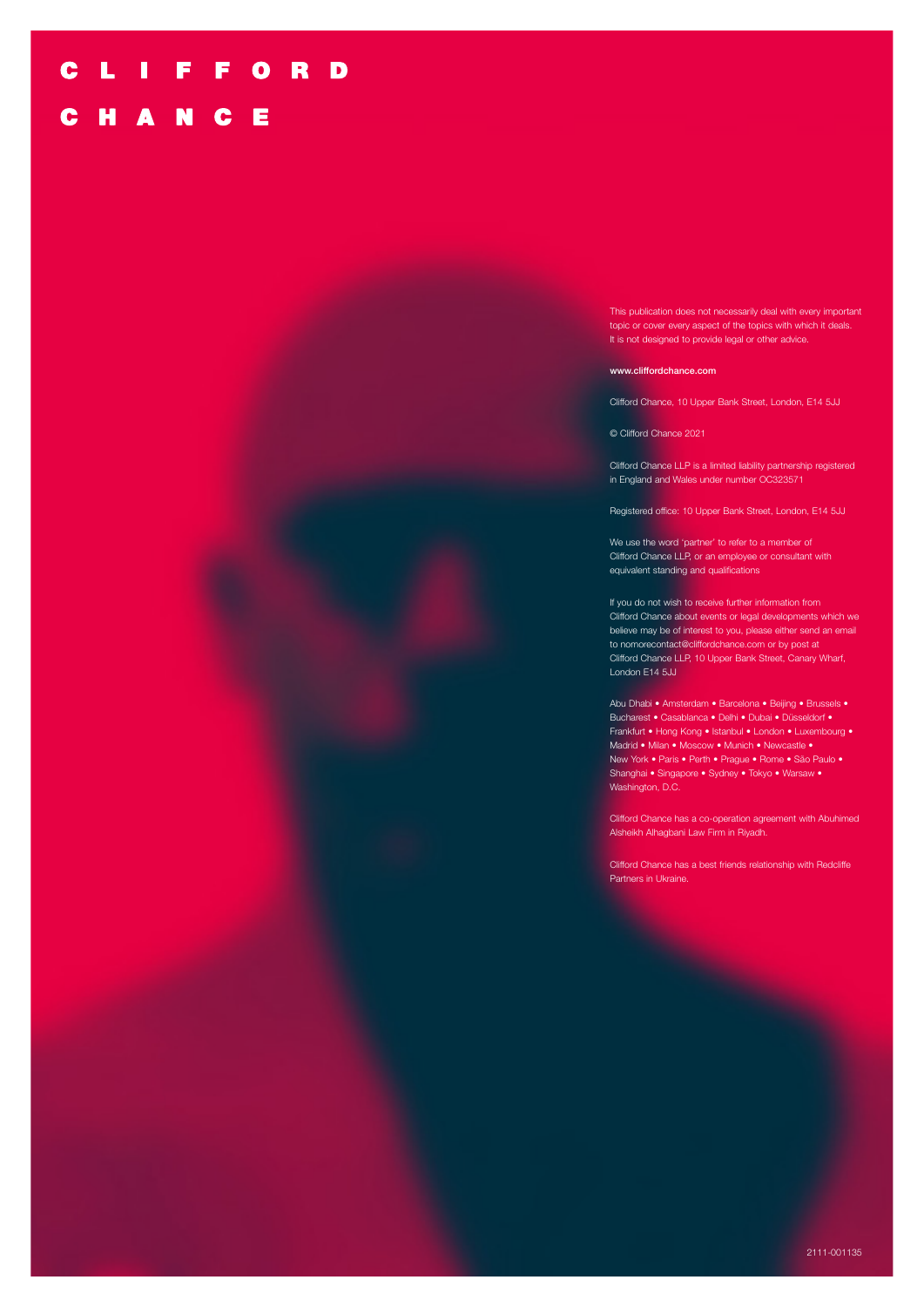# CLIFFORD CHANCE

This publication does not necessarily deal with every important topic or cover every aspect of the topics with which it deals. It is not designed to provide legal or other advice.

**www.cliffordchance.com**

Clifford Chance, 10 Upper Bank Street, London, E14 5JJ

© Clifford Chance 2021

Clifford Chance LLP is a limited liability partnership registered in England and Wales under number OC323571

Registered office: 10 Upper Bank Street, London, E14 5JJ

We use the word 'partner' to refer to a member of Clifford Chance LLP, or an employee or consultant with equivalent standing and qualifications

If you do not wish to receive further information from Clifford Chance about events or legal developments which we believe may be of interest to you, please either send an email to nomorecontact@cliffordchance.com or by post at Clifford Chance LLP, 10 Upper Bank Street, Canary Wharf, London E14 5JJ

Abu Dhabi • Amsterdam • Barcelona • Beijing • Brussels • Bucharest • Casablanca • Delhi • Dubai • Düsseldorf • Frankfurt • Hong Kong • Istanbul • London • Luxembourg • Madrid • Milan • Moscow • Munich • Newcastle • New York • Paris • Perth • Prague • Rome • São Paulo • Shanghai • Singapore • Sydney • Tokyo • Warsaw • Washington, D.C.

Clifford Chance has a co-operation agreement with Abuhimed Alsheikh Alhagbani Law Firm in Riyadh.

Clifford Chance has a best friends relationship with Redcliffe Partners in Ukraine.

2111-001135